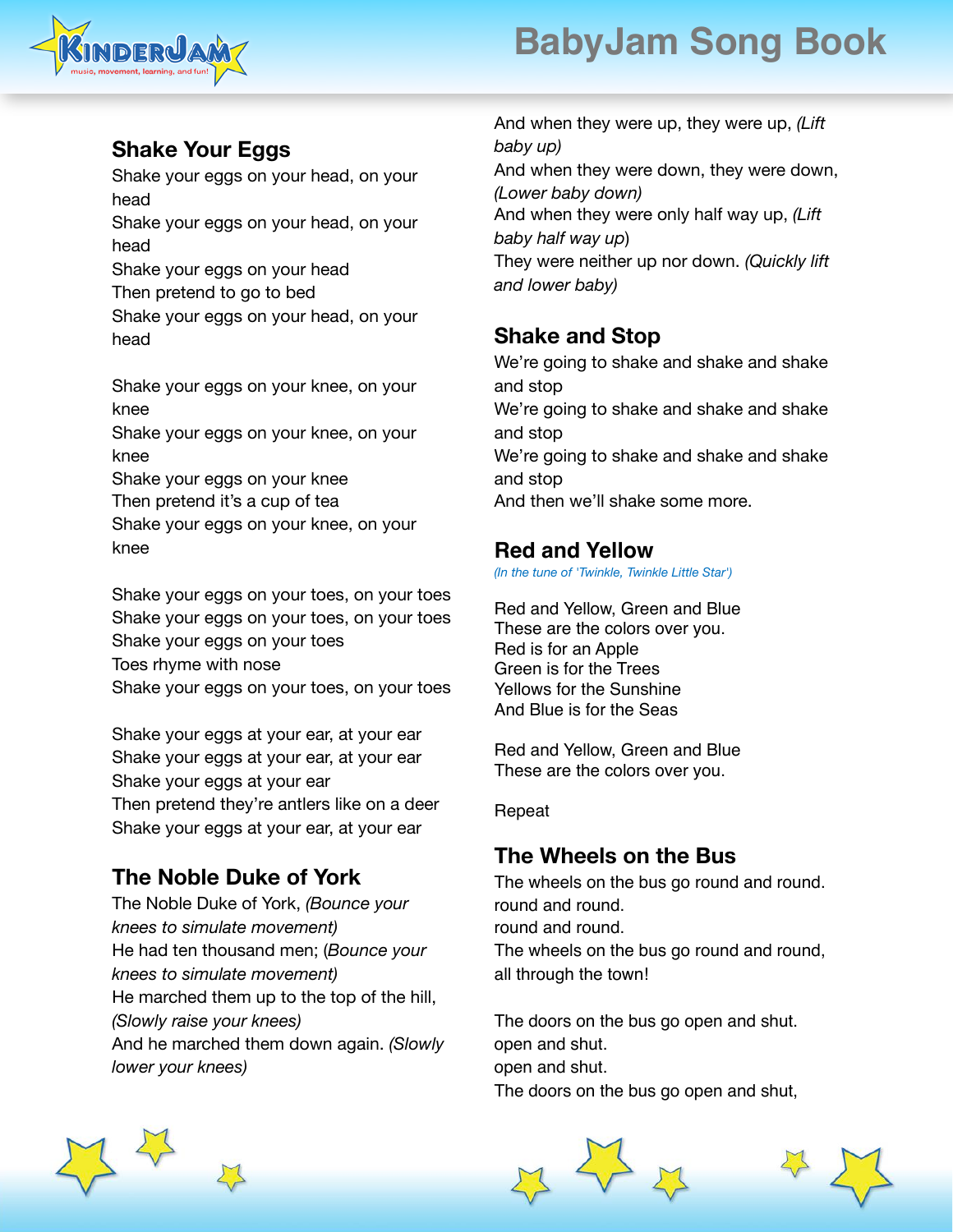# BabyJam Song Book

## Shake Your Eggs

Shake your eggs on your head, on your head
Shake your eggs on your head, on your head
Shake your eggs on your head
Then pretend to go to bed
Shake your eggs on your head, on your head

Shake your eggs on your knee, on your knee
Shake your eggs on your knee, on your knee
Shake your eggs on your knee
Then pretend it's a cup of tea
Shake your eggs on your knee, on your knee

Shake your eggs on your toes, on your toes
Shake your eggs on your toes, on your toes
Shake your eggs on your toes
Toes rhyme with nose
Shake your eggs on your toes, on your toes

Shake your eggs at your ear, at your ear
Shake your eggs at your ear, at your ear
Shake your eggs at your ear
Then pretend they're antlers like on a deer
Shake your eggs at your ear, at your ear

## The Noble Duke of York

The Noble Duke of York, *(Bounce your knees to simulate movement)*
He had ten thousand men; (*Bounce your knees to simulate movement)*
He marched them up to the top of the hill, *(Slowly raise your knees)*
And he marched them down again. *(Slowly lower your knees)*
And when they were up, they were up, *(Lift baby up)*
And when they were down, they were down, *(Lower baby down)*
And when they were only half way up, *(Lift baby half way up*)
They were neither up nor down. *(Quickly lift and lower baby)*

## Shake and Stop

We're going to shake and shake and shake and stop
We're going to shake and shake and shake and stop
We're going to shake and shake and shake and stop
And then we'll shake some more.

## Red and Yellow

*(In the tune of 'Twinkle, Twinkle Little Star')*

Red and Yellow, Green and Blue
These are the colors over you.
Red is for an Apple
Green is for the Trees
Yellows for the Sunshine
And Blue is for the Seas

Red and Yellow, Green and Blue
These are the colors over you.

Repeat

## The Wheels on the Bus

The wheels on the bus go round and round.
round and round.
round and round.
The wheels on the bus go round and round,
all through the town!

The doors on the bus go open and shut.
open and shut.
open and shut.
The doors on the bus go open and shut,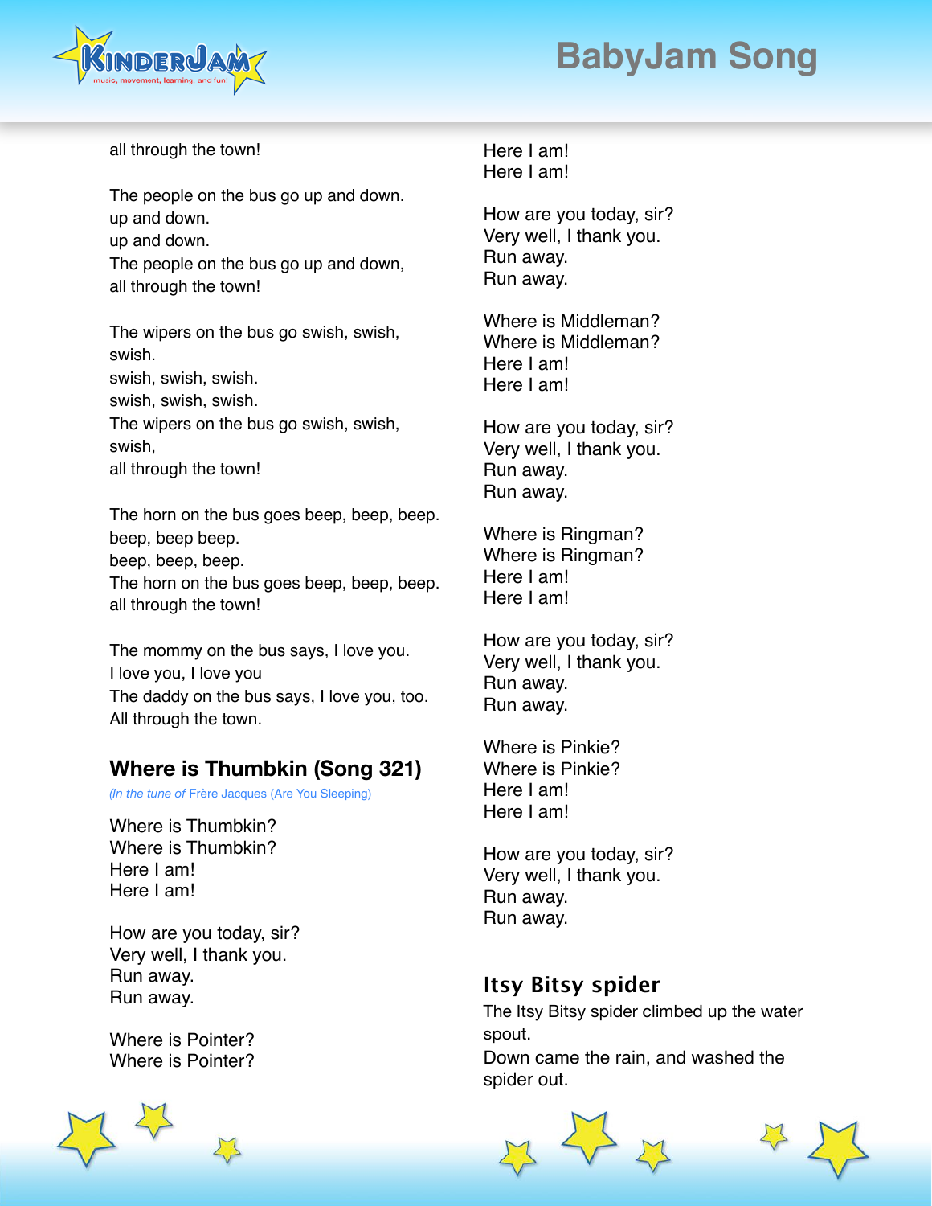all through the town!

The people on the bus go up and down.
up and down.
up and down.
The people on the bus go up and down,
all through the town!

The wipers on the bus go swish, swish, swish.
swish, swish, swish.
swish, swish, swish.
The wipers on the bus go swish, swish, swish,
all through the town!

The horn on the bus goes beep, beep, beep.
beep, beep beep.
beep, beep, beep.
The horn on the bus goes beep, beep, beep.
all through the town!

The mommy on the bus says, I love you.
I love you, I love you
The daddy on the bus says, I love you, too.
All through the town.

## Where is Thumbkin (Song 321)

*(In the tune of* Frère Jacques (Are You Sleeping)*)*

Where is Thumbkin?
Where is Thumbkin?
Here I am!
Here I am!

How are you today, sir?
Very well, I thank you.
Run away.
Run away.

Where is Pointer?
Where is Pointer?
Here I am!
Here I am!

How are you today, sir?
Very well, I thank you.
Run away.
Run away.

Where is Middleman?
Where is Middleman?
Here I am!
Here I am!

How are you today, sir?
Very well, I thank you.
Run away.
Run away.

Where is Ringman?
Where is Ringman?
Here I am!
Here I am!

How are you today, sir?
Very well, I thank you.
Run away.
Run away.

Where is Pinkie?
Where is Pinkie?
Here I am!
Here I am!

How are you today, sir?
Very well, I thank you.
Run away.
Run away.

## Itsy Bitsy spider

The Itsy Bitsy spider climbed up the water spout.
Down came the rain, and washed the spider out.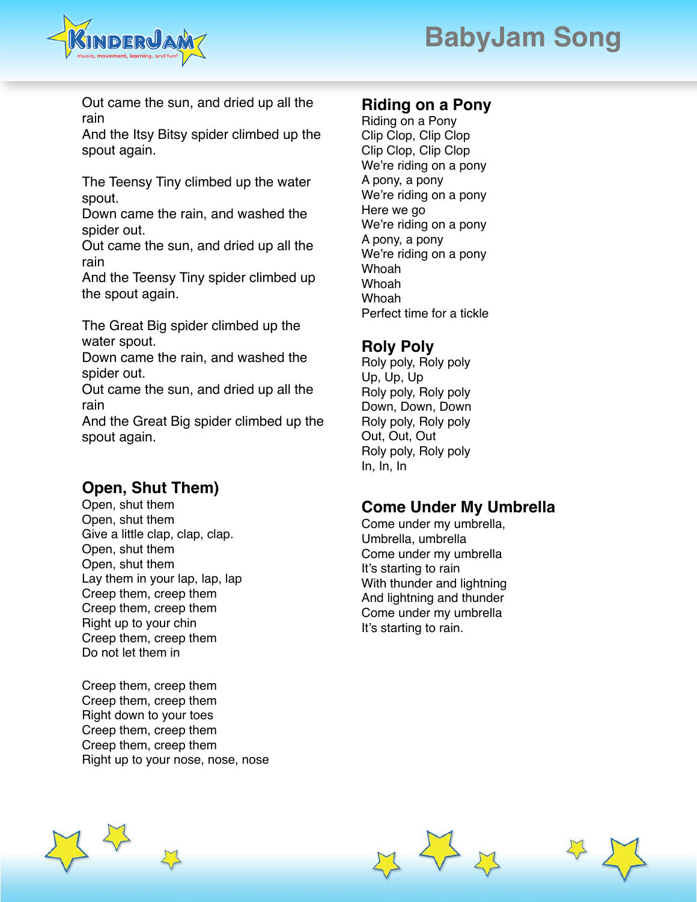Out came the sun, and dried up all the rain
And the Itsy Bitsy spider climbed up the spout again.

The Teensy Tiny climbed up the water spout.
Down came the rain, and washed the spider out.
Out came the sun, and dried up all the rain
And the Teensy Tiny spider climbed up the spout again.

The Great Big spider climbed up the water spout.
Down came the rain, and washed the spider out.
Out came the sun, and dried up all the rain
And the Great Big spider climbed up the spout again.

## Open, Shut Them)

Open, shut them
Open, shut them
Give a little clap, clap, clap.
Open, shut them
Open, shut them
Lay them in your lap, lap, lap
Creep them, creep them
Creep them, creep them
Right up to your chin
Creep them, creep them
Do not let them in

Creep them, creep them
Creep them, creep them
Right down to your toes
Creep them, creep them
Creep them, creep them
Right up to your nose, nose, nose

## Riding on a Pony

Riding on a Pony
Clip Clop, Clip Clop
Clip Clop, Clip Clop
We're riding on a pony
A pony, a pony
We're riding on a pony
Here we go
We're riding on a pony
A pony, a pony
We're riding on a pony
Whoah
Whoah
Whoah
Perfect time for a tickle

## Roly Poly

Roly poly, Roly poly
Up, Up, Up
Roly poly, Roly poly
Down, Down, Down
Roly poly, Roly poly
Out, Out, Out
Roly poly, Roly poly
In, In, In

## Come Under My Umbrella

Come under my umbrella,
Umbrella, umbrella
Come under my umbrella
It's starting to rain
With thunder and lightning
And lightning and thunder
Come under my umbrella
It's starting to rain.